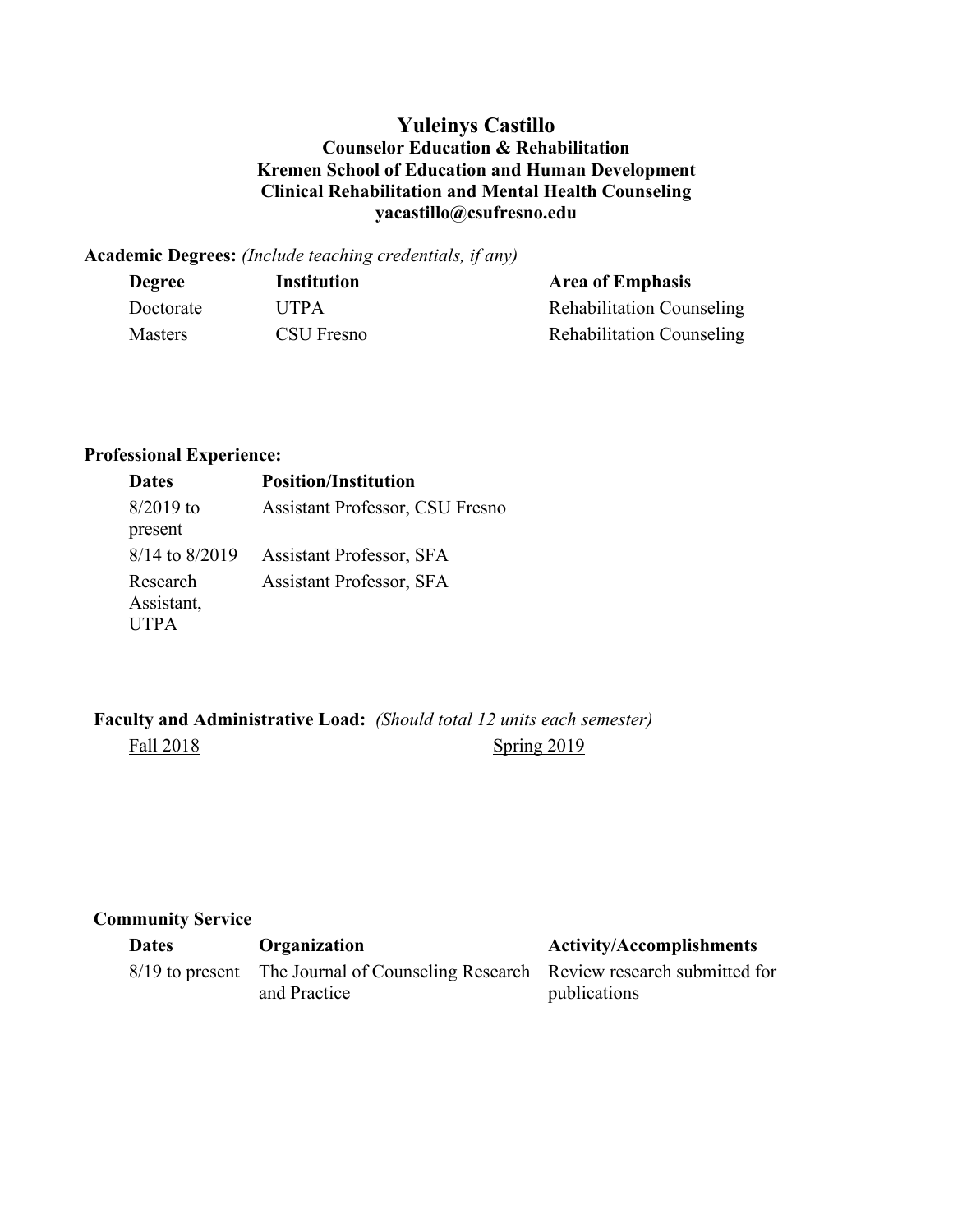# Yuleinys Castillo

**Counselor Education & Rehabilitation**
**Kremen School of Education and Human Development**
**Clinical Rehabilitation and Mental Health Counseling**
**yacastillo@csufresno.edu**

**Academic Degrees:** *(Include teaching credentials, if any)*

| Degree | Institution | Area of Emphasis |
| --- | --- | --- |
| Doctorate | UTPA | Rehabilitation Counseling |
| Masters | CSU Fresno | Rehabilitation Counseling |

**Professional Experience:**

| Dates | Position/Institution |
| --- | --- |
| 8/2019 to present | Assistant Professor, CSU Fresno |
| 8/14 to 8/2019 | Assistant Professor, SFA |
| Research Assistant, UTPA | Assistant Professor, SFA |

**Faculty and Administrative Load:** *(Should total 12 units each semester)*

| Fall 2018 | Spring 2019 |
| --- | --- |

**Community Service**

| Dates | Organization | Activity/Accomplishments |
| --- | --- | --- |
| 8/19 to present | The Journal of Counseling Research and Practice | Review research submitted for publications |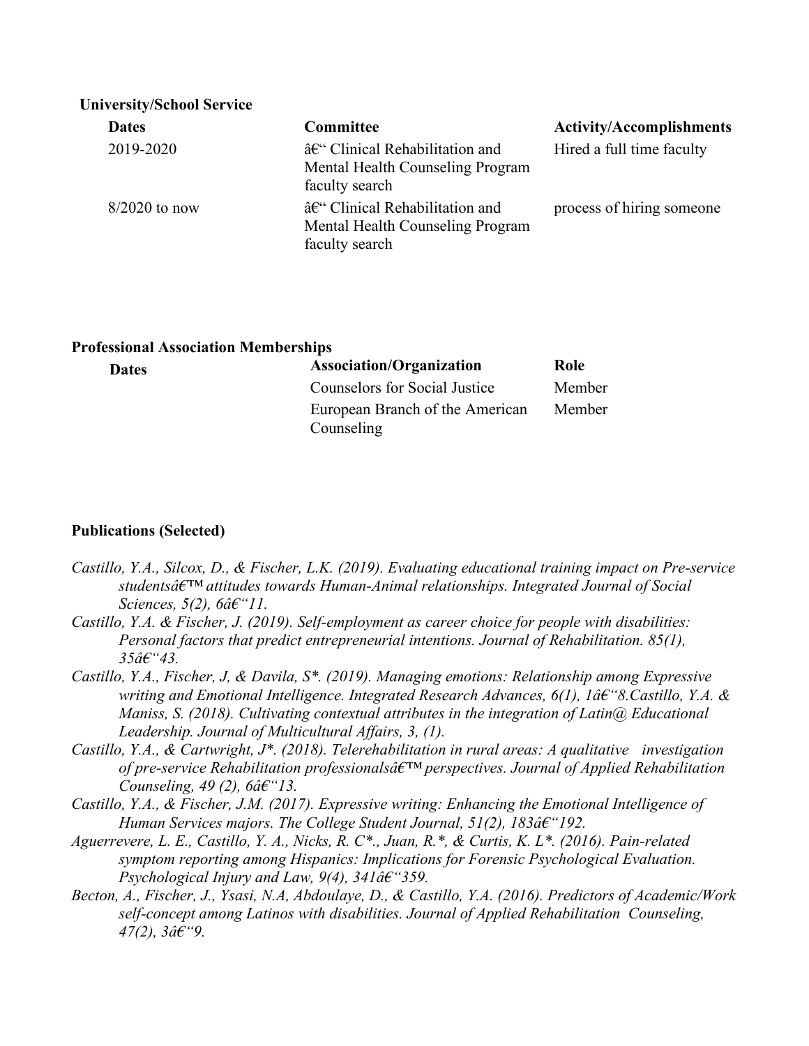**University/School Service**

| Dates | Committee | Activity/Accomplishments |
| --- | --- | --- |
| 2019-2020 | â€“ Clinical Rehabilitation and Mental Health Counseling Program faculty search | Hired a full time faculty |
| 8/2020 to now | â€“ Clinical Rehabilitation and Mental Health Counseling Program faculty search | process of hiring someone |

**Professional Association Memberships**

| Dates | Association/Organization | Role |
| --- | --- | --- |
| | Counselors for Social Justice | Member |
| | European Branch of the American Counseling | Member |

**Publications (Selected)**

*Castillo, Y.A., Silcox, D., & Fischer, L.K. (2019). Evaluating educational training impact on Pre-service studentsâ€™ attitudes towards Human-Animal relationships. Integrated Journal of Social Sciences, 5(2), 6â€“11.*

*Castillo, Y.A. & Fischer, J. (2019). Self-employment as career choice for people with disabilities: Personal factors that predict entrepreneurial intentions. Journal of Rehabilitation. 85(1), 35â€“43.*

*Castillo, Y.A., Fischer, J, & Davila, S*. (2019). Managing emotions: Relationship among Expressive writing and Emotional Intelligence. Integrated Research Advances, 6(1), 1â€“8.Castillo, Y.A. & Maniss, S. (2018). Cultivating contextual attributes in the integration of Latin@ Educational Leadership. Journal of Multicultural Affairs, 3, (1).*

*Castillo, Y.A., & Cartwright, J*. (2018). Telerehabilitation in rural areas: A qualitative investigation of pre-service Rehabilitation professionalsâ€™ perspectives. Journal of Applied Rehabilitation Counseling, 49 (2), 6â€“13.*

*Castillo, Y.A., & Fischer, J.M. (2017). Expressive writing: Enhancing the Emotional Intelligence of Human Services majors. The College Student Journal, 51(2), 183â€“192.*

*Aguerrevere, L. E., Castillo, Y. A., Nicks, R. C*., Juan, R.*, & Curtis, K. L*. (2016). Pain-related symptom reporting among Hispanics: Implications for Forensic Psychological Evaluation. Psychological Injury and Law, 9(4), 341â€“359.*

*Becton, A., Fischer, J., Ysasi, N.A, Abdoulaye, D., & Castillo, Y.A. (2016). Predictors of Academic/Work self-concept among Latinos with disabilities. Journal of Applied Rehabilitation Counseling, 47(2), 3â€“9.*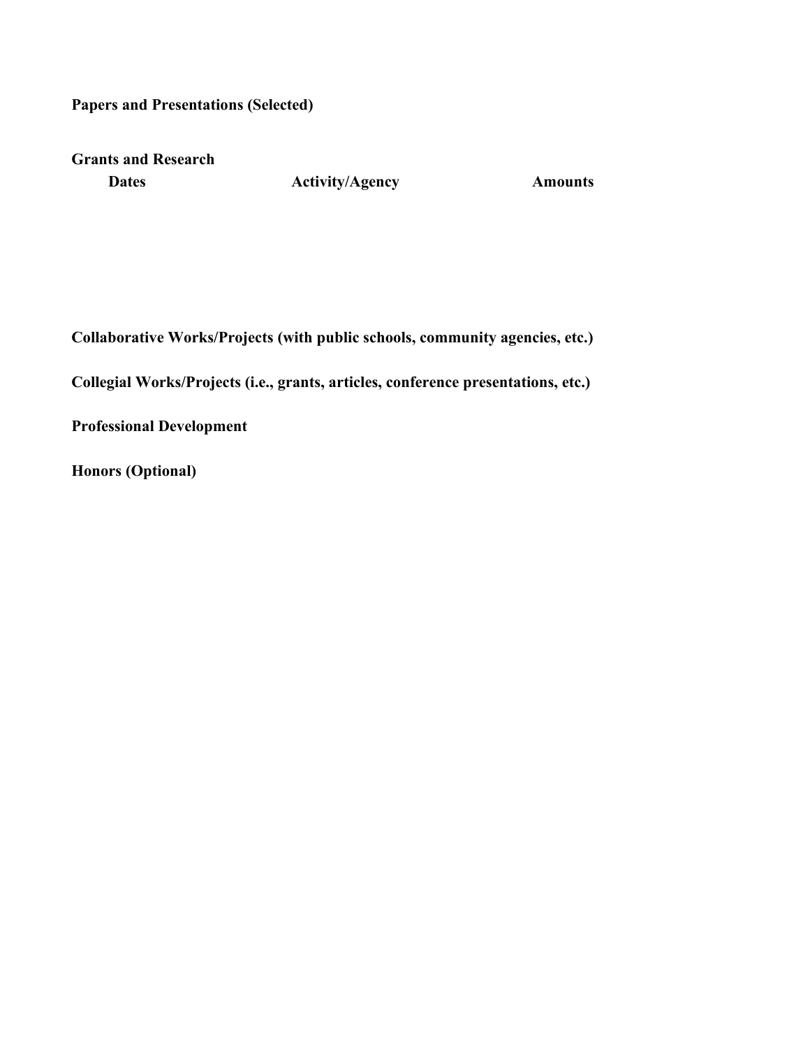**Papers and Presentations (Selected)**

**Grants and Research**

| Dates | Activity/Agency | Amounts |
|---|---|---|

**Collaborative Works/Projects (with public schools, community agencies, etc.)**

**Collegial Works/Projects (i.e., grants, articles, conference presentations, etc.)**

**Professional Development**

**Honors (Optional)**